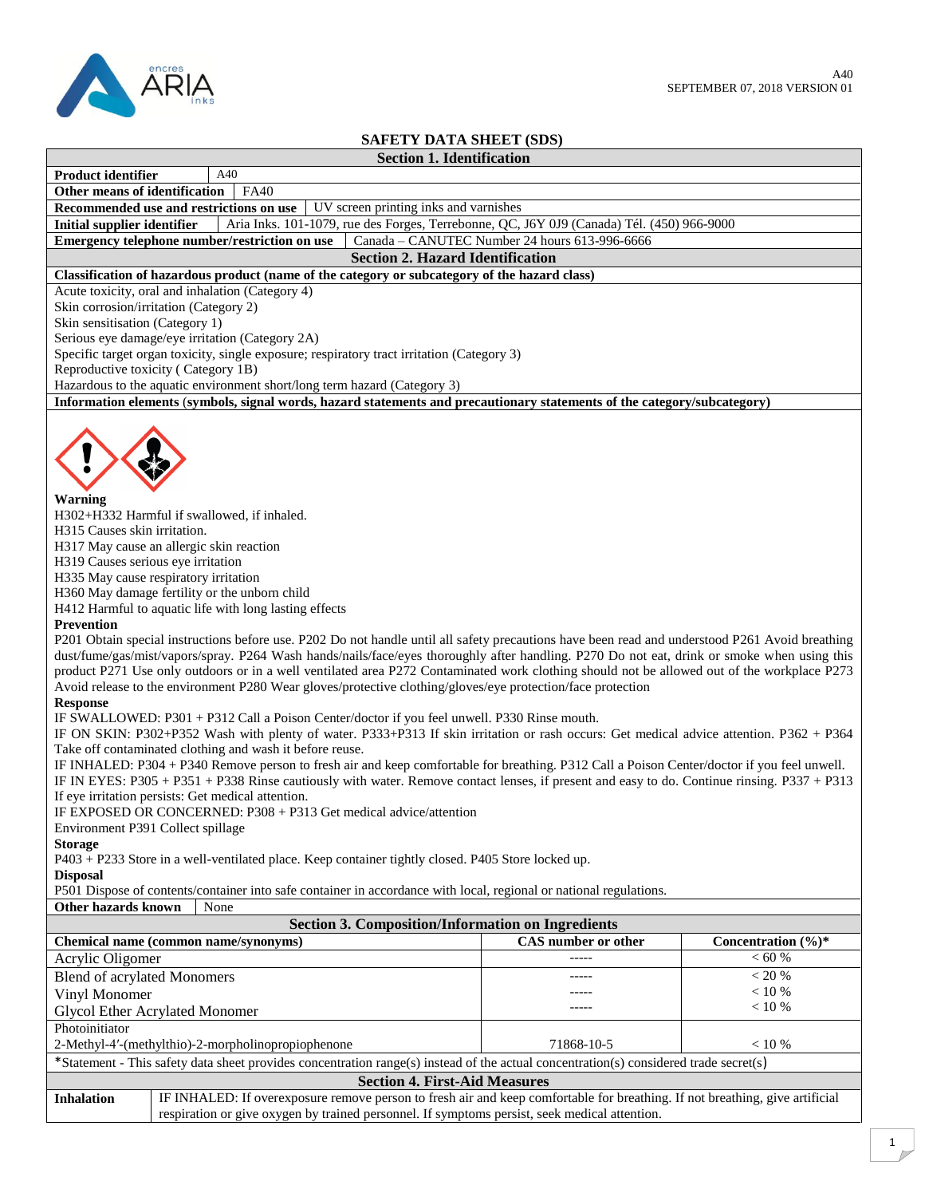A40
SEPTEMBER 07, 2018 VERSION 01

# SAFETY DATA SHEET (SDS)

## Section 1. Identification

| | |
|---|---|
| **Product identifier** | A40 |
| **Other means of identification** | FA40 |
| **Recommended use and restrictions on use** | UV screen printing inks and varnishes |
| **Initial supplier identifier** | Aria Inks. 101-1079, rue des Forges, Terrebonne, QC, J6Y 0J9 (Canada) Tél. (450) 966-9000 |
| **Emergency telephone number/restriction on use** | Canada – CANUTEC Number 24 hours 613-996-6666 |

## Section 2. Hazard Identification

**Classification of hazardous product (name of the category or subcategory of the hazard class)**

Acute toxicity, oral and inhalation (Category 4)
Skin corrosion/irritation (Category 2)
Skin sensitisation (Category 1)
Serious eye damage/eye irritation (Category 2A)
Specific target organ toxicity, single exposure; respiratory tract irritation (Category 3)
Reproductive toxicity ( Category 1B)
Hazardous to the aquatic environment short/long term hazard (Category 3)

**Information elements (symbols, signal words, hazard statements and precautionary statements of the category/subcategory)**

**Warning**

H302+H332 Harmful if swallowed, if inhaled.
H315 Causes skin irritation.
H317 May cause an allergic skin reaction
H319 Causes serious eye irritation
H335 May cause respiratory irritation
H360 May damage fertility or the unborn child
H412 Harmful to aquatic life with long lasting effects

**Prevention**

P201 Obtain special instructions before use. P202 Do not handle until all safety precautions have been read and understood P261 Avoid breathing dust/fume/gas/mist/vapors/spray. P264 Wash hands/nails/face/eyes thoroughly after handling. P270 Do not eat, drink or smoke when using this product P271 Use only outdoors or in a well ventilated area P272 Contaminated work clothing should not be allowed out of the workplace P273 Avoid release to the environment P280 Wear gloves/protective clothing/gloves/eye protection/face protection

**Response**

IF SWALLOWED: P301 + P312 Call a Poison Center/doctor if you feel unwell. P330 Rinse mouth.
IF ON SKIN: P302+P352 Wash with plenty of water. P333+P313 If skin irritation or rash occurs: Get medical advice attention. P362 + P364 Take off contaminated clothing and wash it before reuse.
IF INHALED: P304 + P340 Remove person to fresh air and keep comfortable for breathing. P312 Call a Poison Center/doctor if you feel unwell.
IF IN EYES: P305 + P351 + P338 Rinse cautiously with water. Remove contact lenses, if present and easy to do. Continue rinsing. P337 + P313 If eye irritation persists: Get medical attention.
IF EXPOSED OR CONCERNED: P308 + P313 Get medical advice/attention
Environment P391 Collect spillage

**Storage**

P403 + P233 Store in a well-ventilated place. Keep container tightly closed. P405 Store locked up.

**Disposal**

P501 Dispose of contents/container into safe container in accordance with local, regional or national regulations.

| | |
|---|---|
| **Other hazards known** | None |

## Section 3. Composition/Information on Ingredients

| Chemical name (common name/synonyms) | CAS number or other | Concentration (%)* |
|---|---|---|
| Acrylic Oligomer | ----- | < 60 % |
| Blend of acrylated Monomers | ----- | < 20 % |
| Vinyl Monomer | ----- | < 10 % |
| Glycol Ether Acrylated Monomer | ----- | < 10 % |
| Photoinitiator<br>2-Methyl-4′-(methylthio)-2-morpholinopropiophenone | 71868-10-5 | < 10 % |

*Statement - This safety data sheet provides concentration range(s) instead of the actual concentration(s) considered trade secret(s)

## Section 4. First-Aid Measures

| | |
|---|---|
| **Inhalation** | IF INHALED: If overexposure remove person to fresh air and keep comfortable for breathing. If not breathing, give artificial respiration or give oxygen by trained personnel. If symptoms persist, seek medical attention. |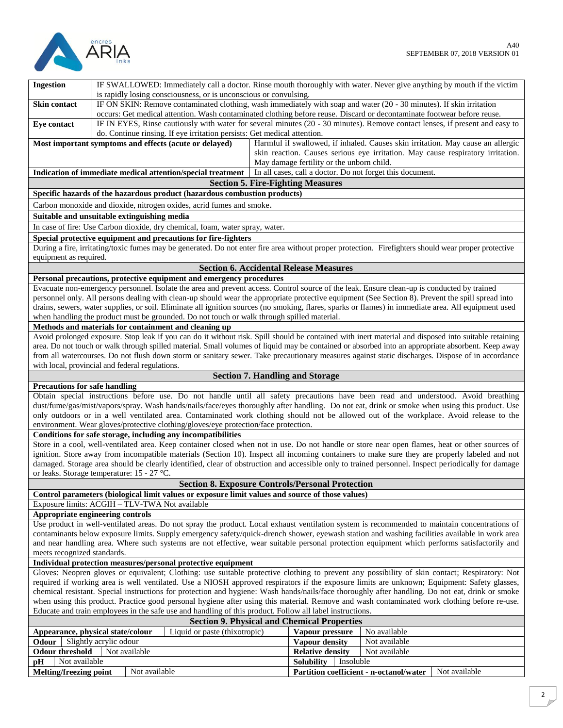| | |
|---|---|
| **Ingestion** | IF SWALLOWED: Immediately call a doctor. Rinse mouth thoroughly with water. Never give anything by mouth if the victim is rapidly losing consciousness, or is unconscious or convulsing. |
| **Skin contact** | IF ON SKIN: Remove contaminated clothing, wash immediately with soap and water (20 - 30 minutes). If skin irritation occurs: Get medical attention. Wash contaminated clothing before reuse. Discard or decontaminate footwear before reuse. |
| **Eye contact** | IF IN EYES, Rinse cautiously with water for several minutes (20 - 30 minutes). Remove contact lenses, if present and easy to do. Continue rinsing. If eye irritation persists: Get medical attention. |

| | |
|---|---|
| **Most important symptoms and effects (acute or delayed)** | Harmful if swallowed, if inhaled. Causes skin irritation. May cause an allergic skin reaction. Causes serious eye irritation. May cause respiratory irritation. May damage fertility or the unborn child. |
| **Indication of immediate medical attention/special treatment** | In all cases, call a doctor. Do not forget this document. |

## Section 5. Fire-Fighting Measures

**Specific hazards of the hazardous product (hazardous combustion products)**

Carbon monoxide and dioxide, nitrogen oxides, acrid fumes and smoke.

**Suitable and unsuitable extinguishing media**

In case of fire: Use Carbon dioxide, dry chemical, foam, water spray, water.

**Special protective equipment and precautions for fire-fighters**

During a fire, irritating/toxic fumes may be generated. Do not enter fire area without proper protection. Firefighters should wear proper protective equipment as required.

## Section 6. Accidental Release Measures

**Personal precautions, protective equipment and emergency procedures**

Evacuate non-emergency personnel. Isolate the area and prevent access. Control source of the leak. Ensure clean-up is conducted by trained personnel only. All persons dealing with clean-up should wear the appropriate protective equipment (See Section 8). Prevent the spill spread into drains, sewers, water supplies, or soil. Eliminate all ignition sources (no smoking, flares, sparks or flames) in immediate area. All equipment used when handling the product must be grounded. Do not touch or walk through spilled material.

**Methods and materials for containment and cleaning up**

Avoid prolonged exposure. Stop leak if you can do it without risk. Spill should be contained with inert material and disposed into suitable retaining area. Do not touch or walk through spilled material. Small volumes of liquid may be contained or absorbed into an appropriate absorbent. Keep away from all watercourses. Do not flush down storm or sanitary sewer. Take precautionary measures against static discharges. Dispose of in accordance with local, provincial and federal regulations.

## Section 7. Handling and Storage

**Precautions for safe handling**

Obtain special instructions before use. Do not handle until all safety precautions have been read and understood. Avoid breathing dust/fume/gas/mist/vapors/spray. Wash hands/nails/face/eyes thoroughly after handling. Do not eat, drink or smoke when using this product. Use only outdoors or in a well ventilated area. Contaminated work clothing should not be allowed out of the workplace. Avoid release to the environment. Wear gloves/protective clothing/gloves/eye protection/face protection.

**Conditions for safe storage, including any incompatibilities**

Store in a cool, well-ventilated area. Keep container closed when not in use. Do not handle or store near open flames, heat or other sources of ignition. Store away from incompatible materials (Section 10). Inspect all incoming containers to make sure they are properly labeled and not damaged. Storage area should be clearly identified, clear of obstruction and accessible only to trained personnel. Inspect periodically for damage or leaks. Storage temperature: 15 - 27 °C.

## Section 8. Exposure Controls/Personal Protection

**Control parameters (biological limit values or exposure limit values and source of those values)**

Exposure limits: ACGIH – TLV-TWA Not available

**Appropriate engineering controls**

Use product in well-ventilated areas. Do not spray the product. Local exhaust ventilation system is recommended to maintain concentrations of contaminants below exposure limits. Supply emergency safety/quick-drench shower, eyewash station and washing facilities available in work area and near handling area. Where such systems are not effective, wear suitable personal protection equipment which performs satisfactorily and meets recognized standards.

**Individual protection measures/personal protective equipment**

Gloves: Neopren gloves or equivalent; Clothing: use suitable protective clothing to prevent any possibility of skin contact; Respiratory: Not required if working area is well ventilated. Use a NIOSH approved respirators if the exposure limits are unknown; Equipment: Safety glasses, chemical resistant. Special instructions for protection and hygiene: Wash hands/nails/face thoroughly after handling. Do not eat, drink or smoke when using this product. Practice good personal hygiene after using this material. Remove and wash contaminated work clothing before re-use. Educate and train employees in the safe use and handling of this product. Follow all label instructions.

## Section 9. Physical and Chemical Properties

| Property | Value | Property | Value |
|---|---|---|---|
| **Appearance, physical state/colour** | Liquid or paste (thixotropic) | **Vapour pressure** | No available |
| **Odour** | Slightly acrylic odour | **Vapour density** | Not available |
| **Odour threshold** | Not available | **Relative density** | Not available |
| **pH** | Not available | **Solubility** | Insoluble |
| **Melting/freezing point** | Not available | **Partition coefficient - n-octanol/water** | Not available |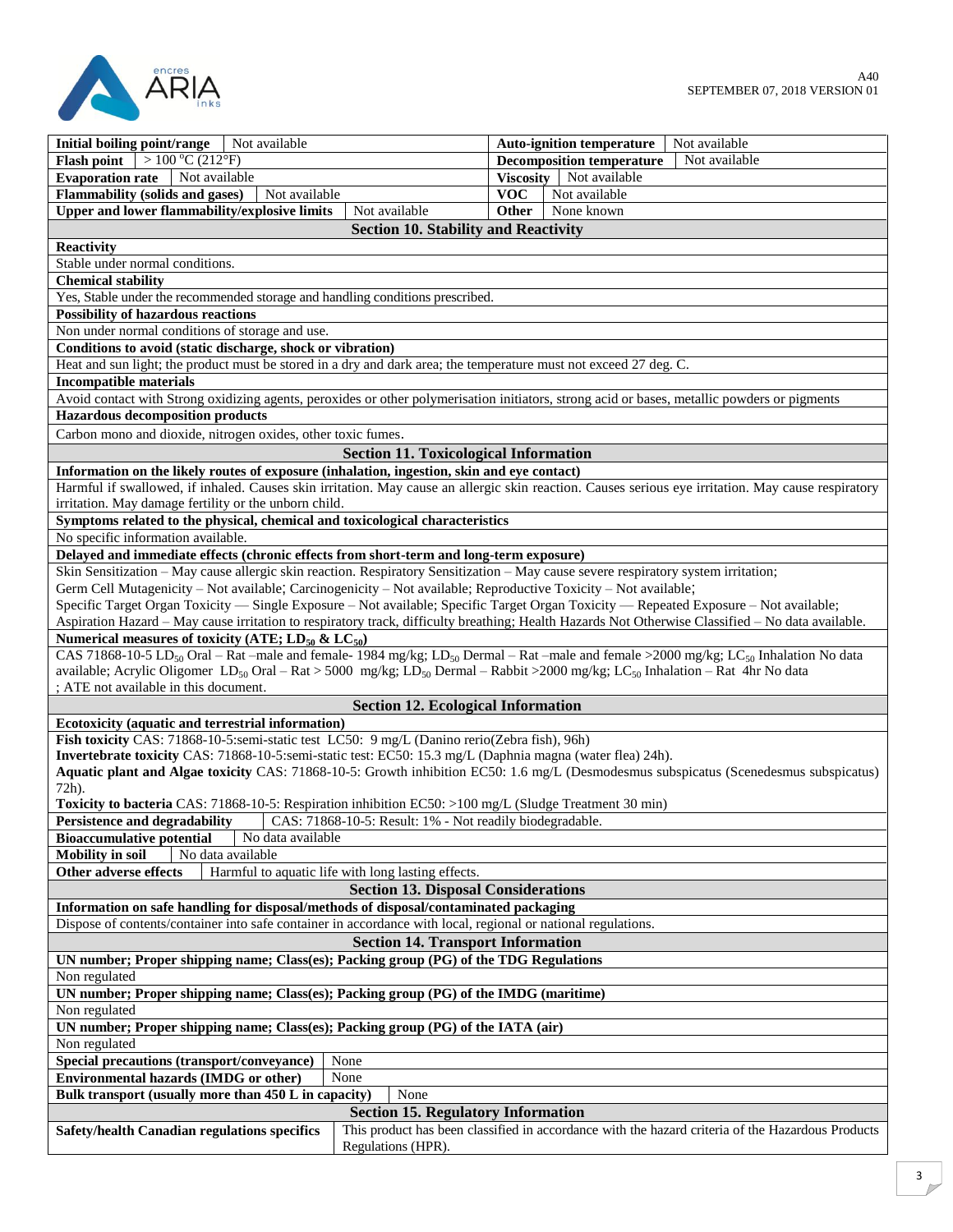| Initial boiling point/range | Not available | Auto-ignition temperature | Not available |
|---|---|---|---|
| Flash point | > 100 °C (212°F) | Decomposition temperature | Not available |
| Evaporation rate | Not available | Viscosity | Not available |
| Flammability (solids and gases) | Not available | VOC | Not available |
| Upper and lower flammability/explosive limits | Not available | Other | None known |

## Section 10. Stability and Reactivity

**Reactivity**

Stable under normal conditions.

**Chemical stability**

Yes, Stable under the recommended storage and handling conditions prescribed.

**Possibility of hazardous reactions**

Non under normal conditions of storage and use.

**Conditions to avoid (static discharge, shock or vibration)**

Heat and sun light; the product must be stored in a dry and dark area; the temperature must not exceed 27 deg. C.

**Incompatible materials**

Avoid contact with Strong oxidizing agents, peroxides or other polymerisation initiators, strong acid or bases, metallic powders or pigments

**Hazardous decomposition products**

Carbon mono and dioxide, nitrogen oxides, other toxic fumes.

## Section 11. Toxicological Information

**Information on the likely routes of exposure (inhalation, ingestion, skin and eye contact)**

Harmful if swallowed, if inhaled. Causes skin irritation. May cause an allergic skin reaction. Causes serious eye irritation. May cause respiratory irritation. May damage fertility or the unborn child.

**Symptoms related to the physical, chemical and toxicological characteristics**

No specific information available.

**Delayed and immediate effects (chronic effects from short-term and long-term exposure)**

Skin Sensitization – May cause allergic skin reaction. Respiratory Sensitization – May cause severe respiratory system irritation;
Germ Cell Mutagenicity – Not available; Carcinogenicity – Not available; Reproductive Toxicity – Not available;
Specific Target Organ Toxicity — Single Exposure – Not available; Specific Target Organ Toxicity — Repeated Exposure – Not available;
Aspiration Hazard – May cause irritation to respiratory track, difficulty breathing; Health Hazards Not Otherwise Classified – No data available.

**Numerical measures of toxicity (ATE; $LD_{50}$ & $LC_{50}$)**

CAS 71868-10-5 $LD_{50}$ Oral – Rat –male and female- 1984 mg/kg; $LD_{50}$ Dermal – Rat –male and female >2000 mg/kg; $LC_{50}$ Inhalation No data available; Acrylic Oligomer $LD_{50}$ Oral – Rat > 5000 mg/kg; $LD_{50}$ Dermal – Rabbit >2000 mg/kg; $LC_{50}$ Inhalation – Rat 4hr No data ; ATE not available in this document.

## Section 12. Ecological Information

**Ecotoxicity (aquatic and terrestrial information)**

**Fish toxicity** CAS: 71868-10-5:semi-static test LC50: 9 mg/L (Danino rerio(Zebra fish), 96h)
**Invertebrate toxicity** CAS: 71868-10-5:semi-static test: EC50: 15.3 mg/L (Daphnia magna (water flea) 24h).
**Aquatic plant and Algae toxicity** CAS: 71868-10-5: Growth inhibition EC50: 1.6 mg/L (Desmodesmus subspicatus (Scenedesmus subspicatus) 72h).
**Toxicity to bacteria** CAS: 71868-10-5: Respiration inhibition EC50: >100 mg/L (Sludge Treatment 30 min)

| | |
|---|---|
| **Persistence and degradability** | CAS: 71868-10-5: Result: 1% - Not readily biodegradable. |
| **Bioaccumulative potential** | No data available |
| **Mobility in soil** | No data available |
| **Other adverse effects** | Harmful to aquatic life with long lasting effects. |

## Section 13. Disposal Considerations

**Information on safe handling for disposal/methods of disposal/contaminated packaging**

Dispose of contents/container into safe container in accordance with local, regional or national regulations.

## Section 14. Transport Information

**UN number; Proper shipping name; Class(es); Packing group (PG) of the TDG Regulations**

Non regulated

**UN number; Proper shipping name; Class(es); Packing group (PG) of the IMDG (maritime)**

Non regulated

**UN number; Proper shipping name; Class(es); Packing group (PG) of the IATA (air)**

Non regulated

| | |
|---|---|
| **Special precautions (transport/conveyance)** | None |
| **Environmental hazards (IMDG or other)** | None |
| **Bulk transport (usually more than 450 L in capacity)** | None |

## Section 15. Regulatory Information

| | |
|---|---|
| **Safety/health Canadian regulations specifics** | This product has been classified in accordance with the hazard criteria of the Hazardous Products Regulations (HPR). |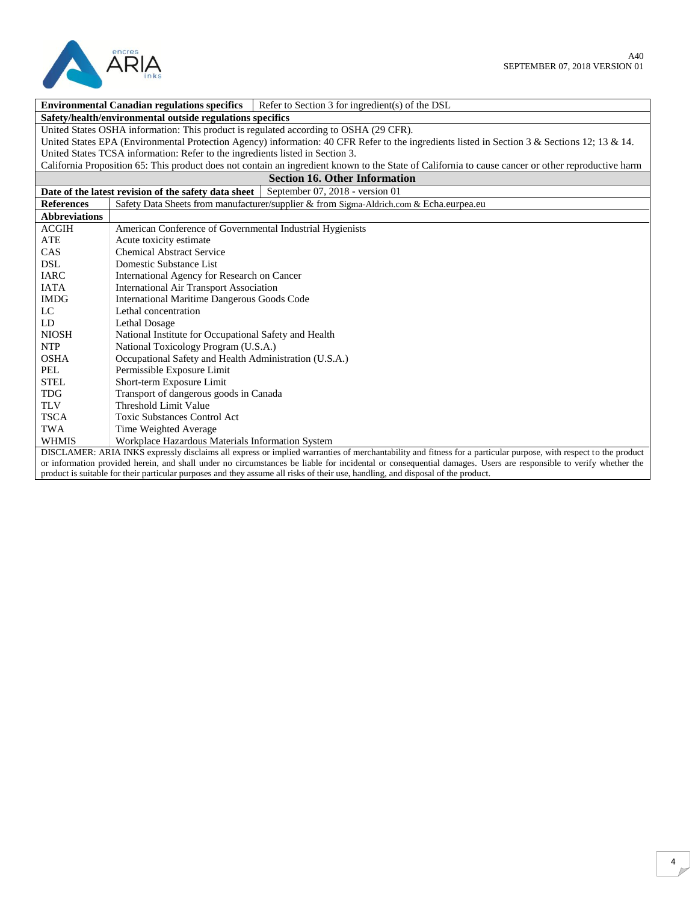| **Environmental Canadian regulations specifics** | Refer to Section 3 for ingredient(s) of the DSL |
|---|---|

**Safety/health/environmental outside regulations specifics**

United States OSHA information: This product is regulated according to OSHA (29 CFR).
United States EPA (Environmental Protection Agency) information: 40 CFR Refer to the ingredients listed in Section 3 & Sections 12; 13 & 14.
United States TCSA information: Refer to the ingredients listed in Section 3.
California Proposition 65: This product does not contain an ingredient known to the State of California to cause cancer or other reproductive harm

## Section 16. Other Information

| **Date of the latest revision of the safety data sheet** | September 07, 2018 - version 01 |
|---|---|

| **References** | Safety Data Sheets from manufacturer/supplier & from Sigma-Aldrich.com & Echa.eurpea.eu |
|---|---|
| **Abbreviations** | |
| ACGIH | American Conference of Governmental Industrial Hygienists |
| ATE | Acute toxicity estimate |
| CAS | Chemical Abstract Service |
| DSL | Domestic Substance List |
| IARC | International Agency for Research on Cancer |
| IATA | International Air Transport Association |
| IMDG | International Maritime Dangerous Goods Code |
| LC | Lethal concentration |
| LD | Lethal Dosage |
| NIOSH | National Institute for Occupational Safety and Health |
| NTP | National Toxicology Program (U.S.A.) |
| OSHA | Occupational Safety and Health Administration (U.S.A.) |
| PEL | Permissible Exposure Limit |
| STEL | Short-term Exposure Limit |
| TDG | Transport of dangerous goods in Canada |
| TLV | Threshold Limit Value |
| TSCA | Toxic Substances Control Act |
| TWA | Time Weighted Average |
| WHMIS | Workplace Hazardous Materials Information System |

DISCLAMER: ARIA INKS expressly disclaims all express or implied warranties of merchantability and fitness for a particular purpose, with respect to the product or information provided herein, and shall under no circumstances be liable for incidental or consequential damages. Users are responsible to verify whether the product is suitable for their particular purposes and they assume all risks of their use, handling, and disposal of the product.